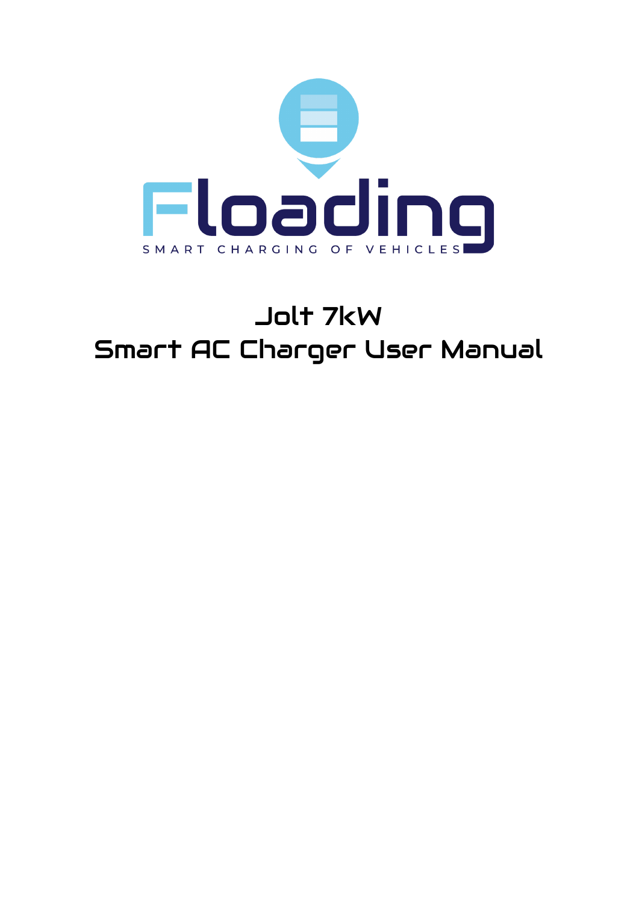Floading

SMART CHARGING OF VEHICLES

# Jolt 7kW
# Smart AC Charger User Manual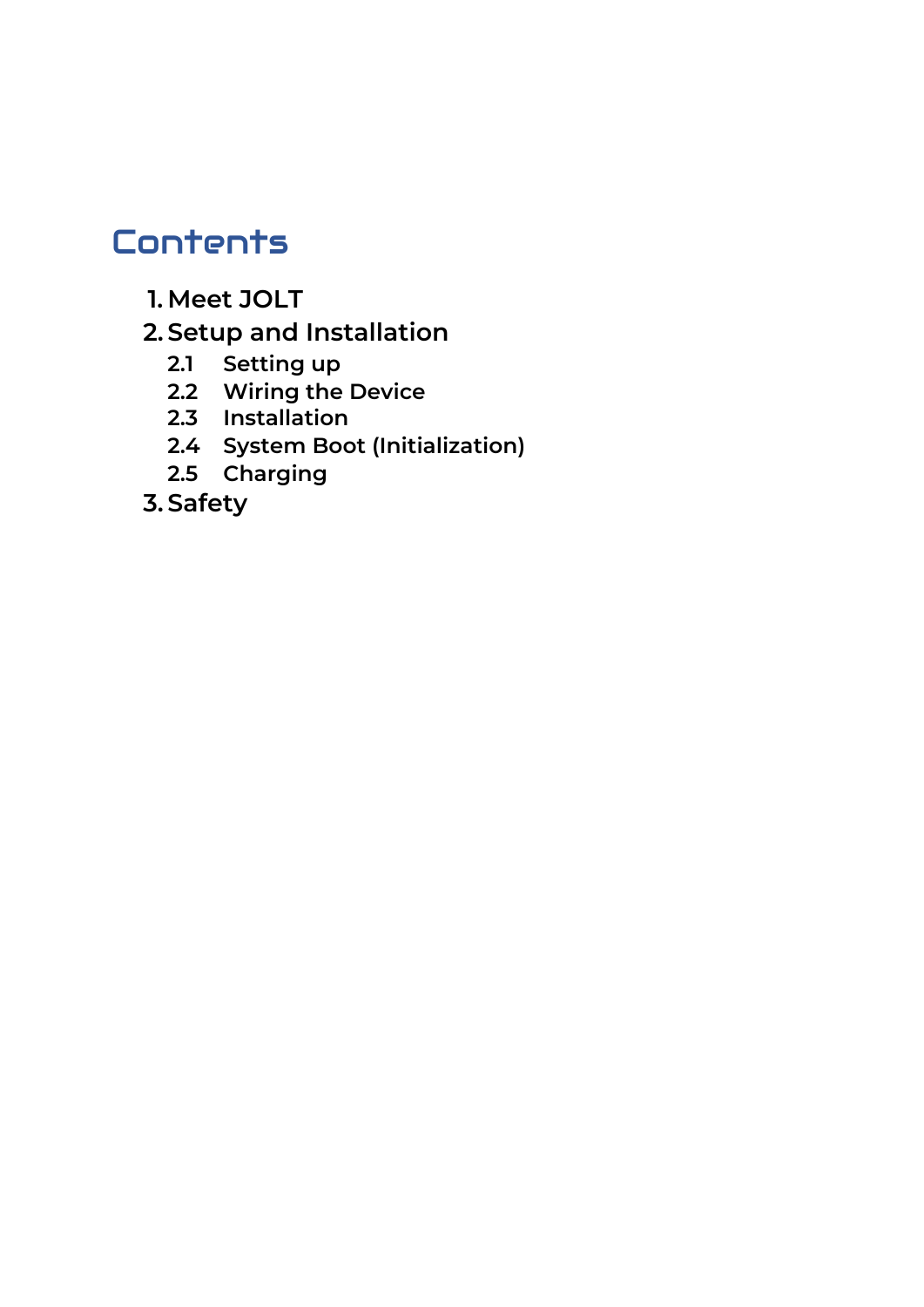# Contents

1. Meet JOLT
2. Setup and Installation
   - 2.1 Setting up
   - 2.2 Wiring the Device
   - 2.3 Installation
   - 2.4 System Boot (Initialization)
   - 2.5 Charging
3. Safety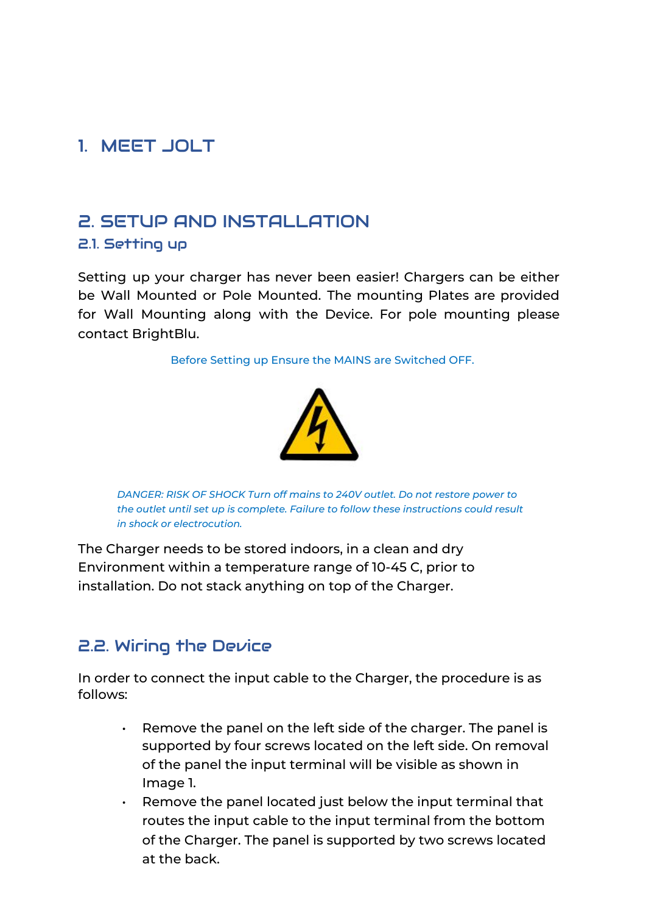# 1. MEET JOLT

# 2. SETUP AND INSTALLATION

## 2.1. Setting up

Setting up your charger has never been easier! Chargers can be either be Wall Mounted or Pole Mounted. The mounting Plates are provided for Wall Mounting along with the Device. For pole mounting please contact BrightBlu.

Before Setting up Ensure the MAINS are Switched OFF.

*DANGER: RISK OF SHOCK Turn off mains to 240V outlet. Do not restore power to the outlet until set up is complete. Failure to follow these instructions could result in shock or electrocution.*

The Charger needs to be stored indoors, in a clean and dry Environment within a temperature range of 10-45 C, prior to installation. Do not stack anything on top of the Charger.

## 2.2. Wiring the Device

In order to connect the input cable to the Charger, the procedure is as follows:

- Remove the panel on the left side of the charger. The panel is supported by four screws located on the left side. On removal of the panel the input terminal will be visible as shown in Image 1.
- Remove the panel located just below the input terminal that routes the input cable to the input terminal from the bottom of the Charger. The panel is supported by two screws located at the back.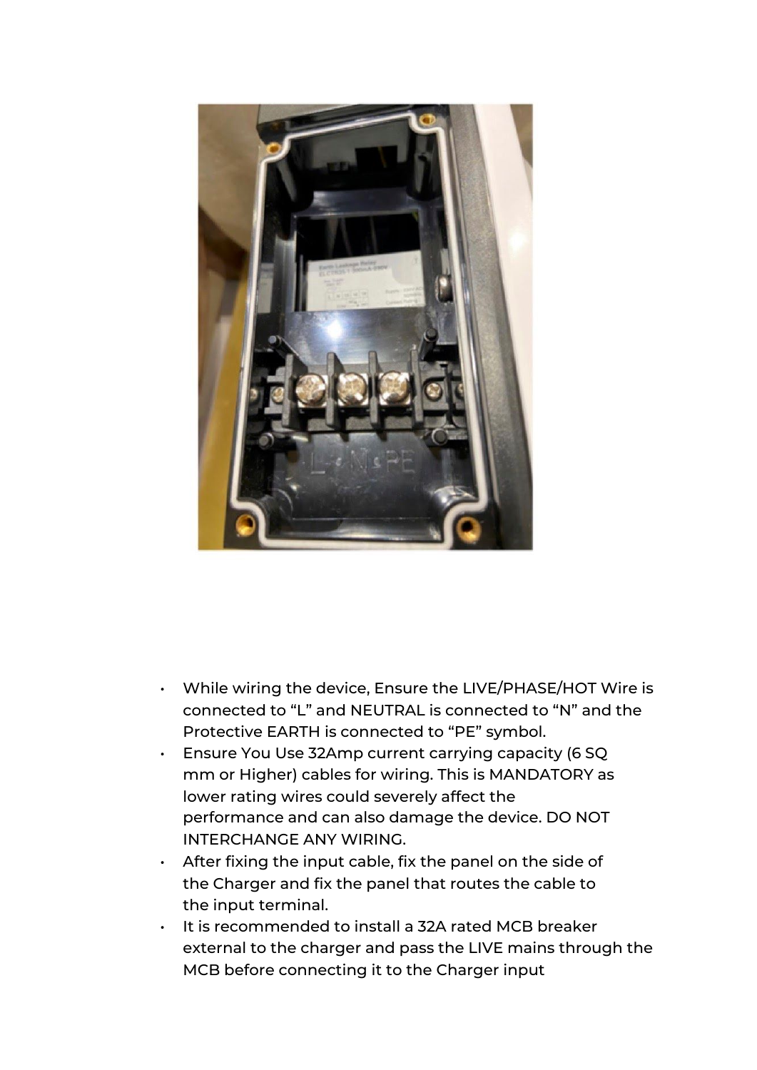- While wiring the device, Ensure the LIVE/PHASE/HOT Wire is connected to “L” and NEUTRAL is connected to “N” and the Protective EARTH is connected to “PE” symbol.
- Ensure You Use 32Amp current carrying capacity (6 SQ mm or Higher) cables for wiring. This is MANDATORY as lower rating wires could severely affect the performance and can also damage the device. DO NOT INTERCHANGE ANY WIRING.
- After fixing the input cable, fix the panel on the side of the Charger and fix the panel that routes the cable to the input terminal.
- It is recommended to install a 32A rated MCB breaker external to the charger and pass the LIVE mains through the MCB before connecting it to the Charger input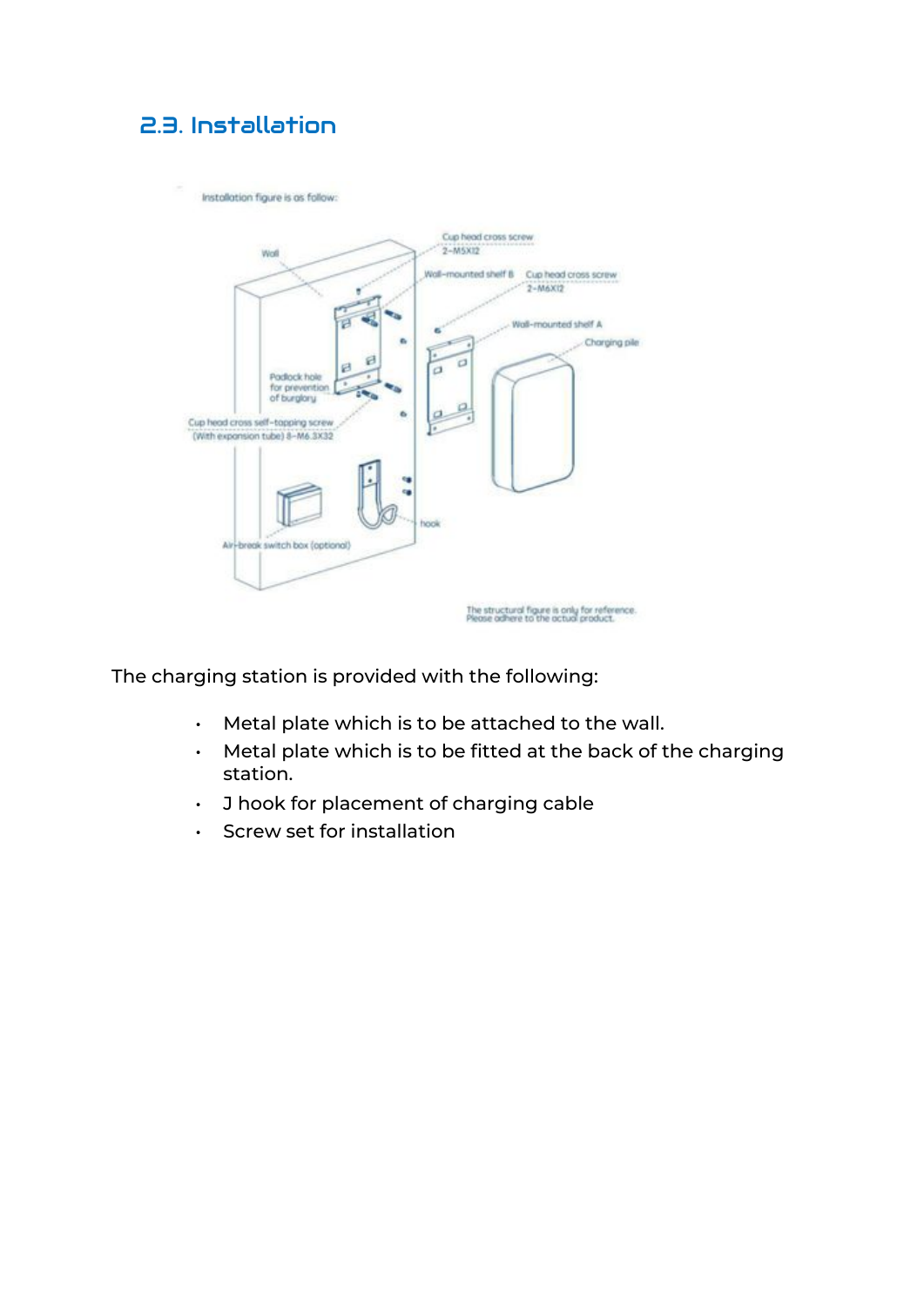## 2.3. Installation

Installation figure is as follow:

Wall

Cup head cross screw
2-M5X12

Wall-mounted shelf B

Cup head cross screw
2-M6X12

Wall-mounted shelf A

Charging pile

Padlock hole for prevention of burglary

Cup head cross self-tapping screw
(With expansion tube) 8-M6.3X32

hook

Air-break switch box (optional)

The structural figure is only for reference.
Please adhere to the actual product.

The charging station is provided with the following:

- Metal plate which is to be attached to the wall.
- Metal plate which is to be fitted at the back of the charging station.
- J hook for placement of charging cable
- Screw set for installation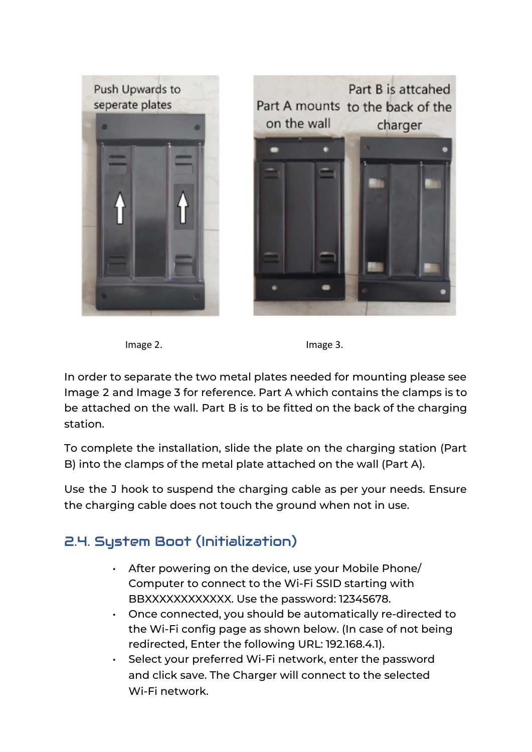Image 2.

Image 3.

In order to separate the two metal plates needed for mounting please see Image 2 and Image 3 for reference. Part A which contains the clamps is to be attached on the wall. Part B is to be fitted on the back of the charging station.

To complete the installation, slide the plate on the charging station (Part B) into the clamps of the metal plate attached on the wall (Part A).

Use the J hook to suspend the charging cable as per your needs. Ensure the charging cable does not touch the ground when not in use.

## 2.4. System Boot (Initialization)

- After powering on the device, use your Mobile Phone/ Computer to connect to the Wi-Fi SSID starting with BBXXXXXXXXXXXX. Use the password: 12345678.
- Once connected, you should be automatically re-directed to the Wi-Fi config page as shown below. (In case of not being redirected, Enter the following URL: 192.168.4.1).
- Select your preferred Wi-Fi network, enter the password and click save. The Charger will connect to the selected Wi-Fi network.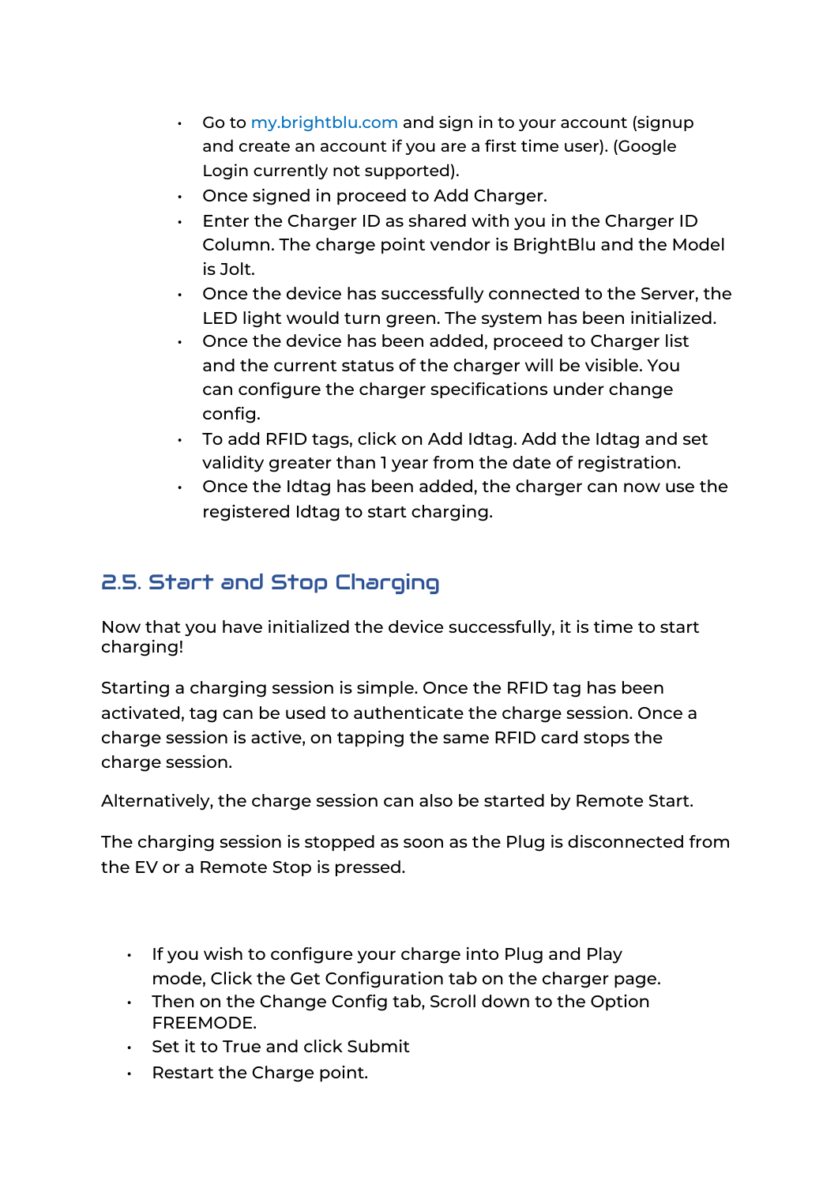- Go to my.brightblu.com and sign in to your account (signup and create an account if you are a first time user). (Google Login currently not supported).
- Once signed in proceed to Add Charger.
- Enter the Charger ID as shared with you in the Charger ID Column. The charge point vendor is BrightBlu and the Model is Jolt.
- Once the device has successfully connected to the Server, the LED light would turn green. The system has been initialized.
- Once the device has been added, proceed to Charger list and the current status of the charger will be visible. You can configure the charger specifications under change config.
- To add RFID tags, click on Add Idtag. Add the Idtag and set validity greater than 1 year from the date of registration.
- Once the Idtag has been added, the charger can now use the registered Idtag to start charging.

## 2.5. Start and Stop Charging

Now that you have initialized the device successfully, it is time to start charging!

Starting a charging session is simple. Once the RFID tag has been activated, tag can be used to authenticate the charge session. Once a charge session is active, on tapping the same RFID card stops the charge session.

Alternatively, the charge session can also be started by Remote Start.

The charging session is stopped as soon as the Plug is disconnected from the EV or a Remote Stop is pressed.

- If you wish to configure your charge into Plug and Play mode, Click the Get Configuration tab on the charger page.
- Then on the Change Config tab, Scroll down to the Option FREEMODE.
- Set it to True and click Submit
- Restart the Charge point.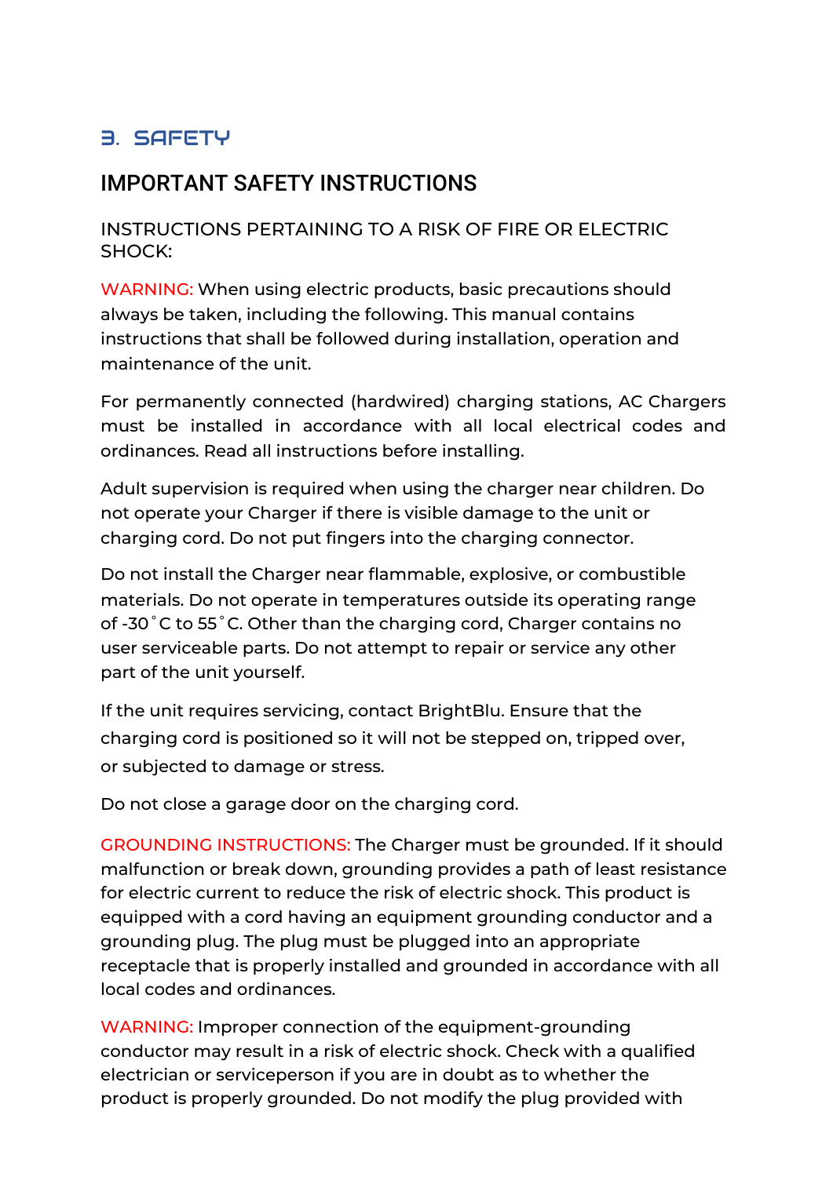# 3. SAFETY

## IMPORTANT SAFETY INSTRUCTIONS

### INSTRUCTIONS PERTAINING TO A RISK OF FIRE OR ELECTRIC SHOCK:

WARNING: When using electric products, basic precautions should always be taken, including the following. This manual contains instructions that shall be followed during installation, operation and maintenance of the unit.

For permanently connected (hardwired) charging stations, AC Chargers must be installed in accordance with all local electrical codes and ordinances. Read all instructions before installing.

Adult supervision is required when using the charger near children. Do not operate your Charger if there is visible damage to the unit or charging cord. Do not put fingers into the charging connector.

Do not install the Charger near flammable, explosive, or combustible materials. Do not operate in temperatures outside its operating range of -30˚C to 55˚C. Other than the charging cord, Charger contains no user serviceable parts. Do not attempt to repair or service any other part of the unit yourself.

If the unit requires servicing, contact BrightBlu. Ensure that the charging cord is positioned so it will not be stepped on, tripped over, or subjected to damage or stress.

Do not close a garage door on the charging cord.

GROUNDING INSTRUCTIONS: The Charger must be grounded. If it should malfunction or break down, grounding provides a path of least resistance for electric current to reduce the risk of electric shock. This product is equipped with a cord having an equipment grounding conductor and a grounding plug. The plug must be plugged into an appropriate receptacle that is properly installed and grounded in accordance with all local codes and ordinances.

WARNING: Improper connection of the equipment-grounding conductor may result in a risk of electric shock. Check with a qualified electrician or serviceperson if you are in doubt as to whether the product is properly grounded. Do not modify the plug provided with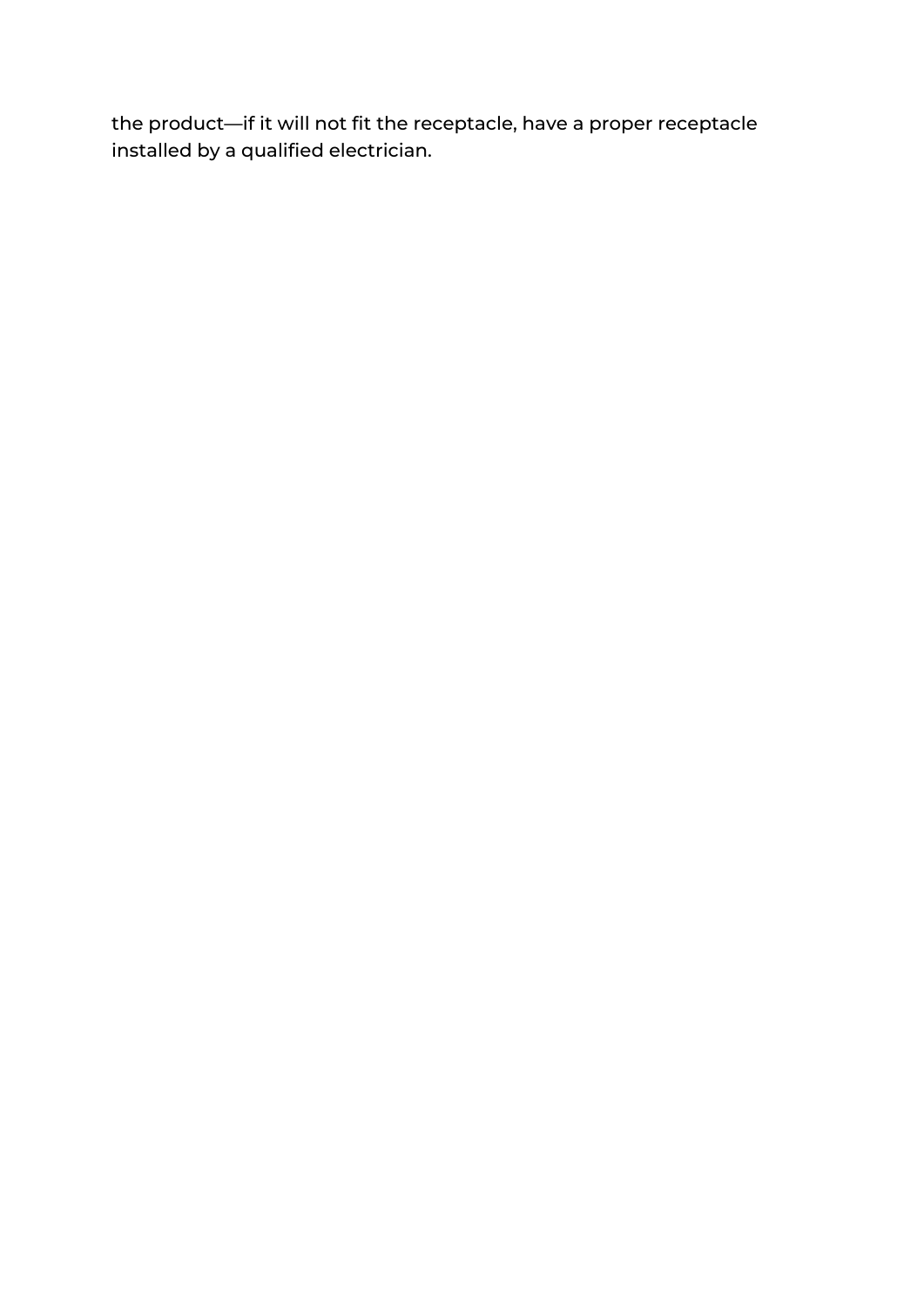the product—if it will not fit the receptacle, have a proper receptacle installed by a qualified electrician.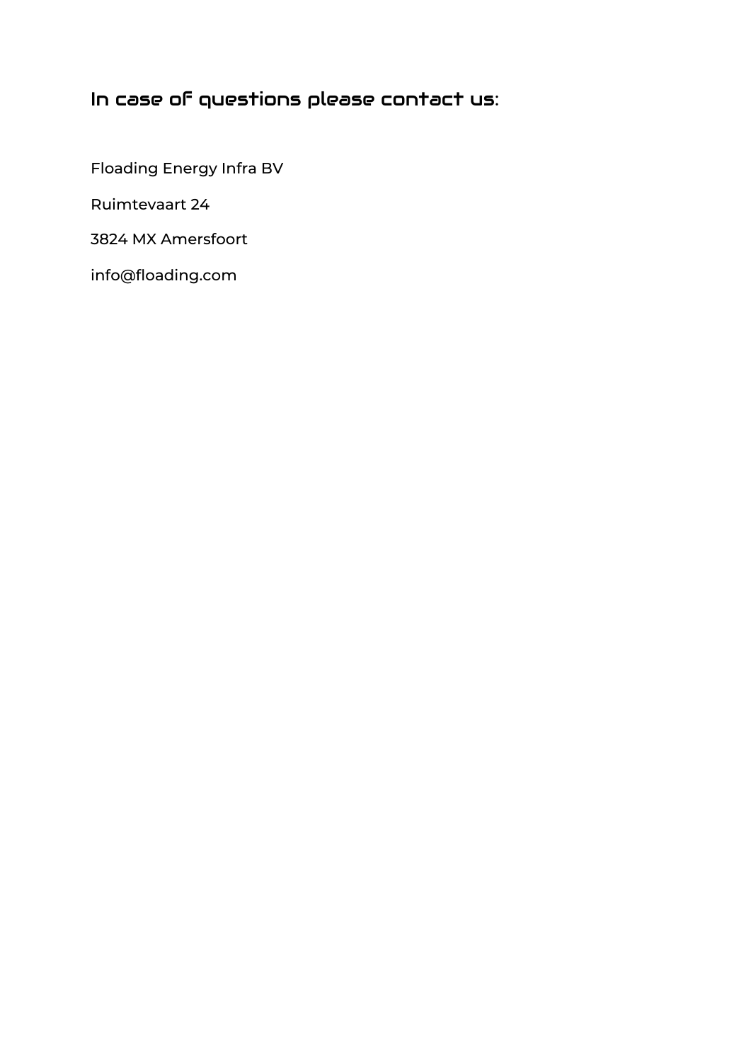## In case of questions please contact us:

Floading Energy Infra BV

Ruimtevaart 24

3824 MX Amersfoort

info@floading.com